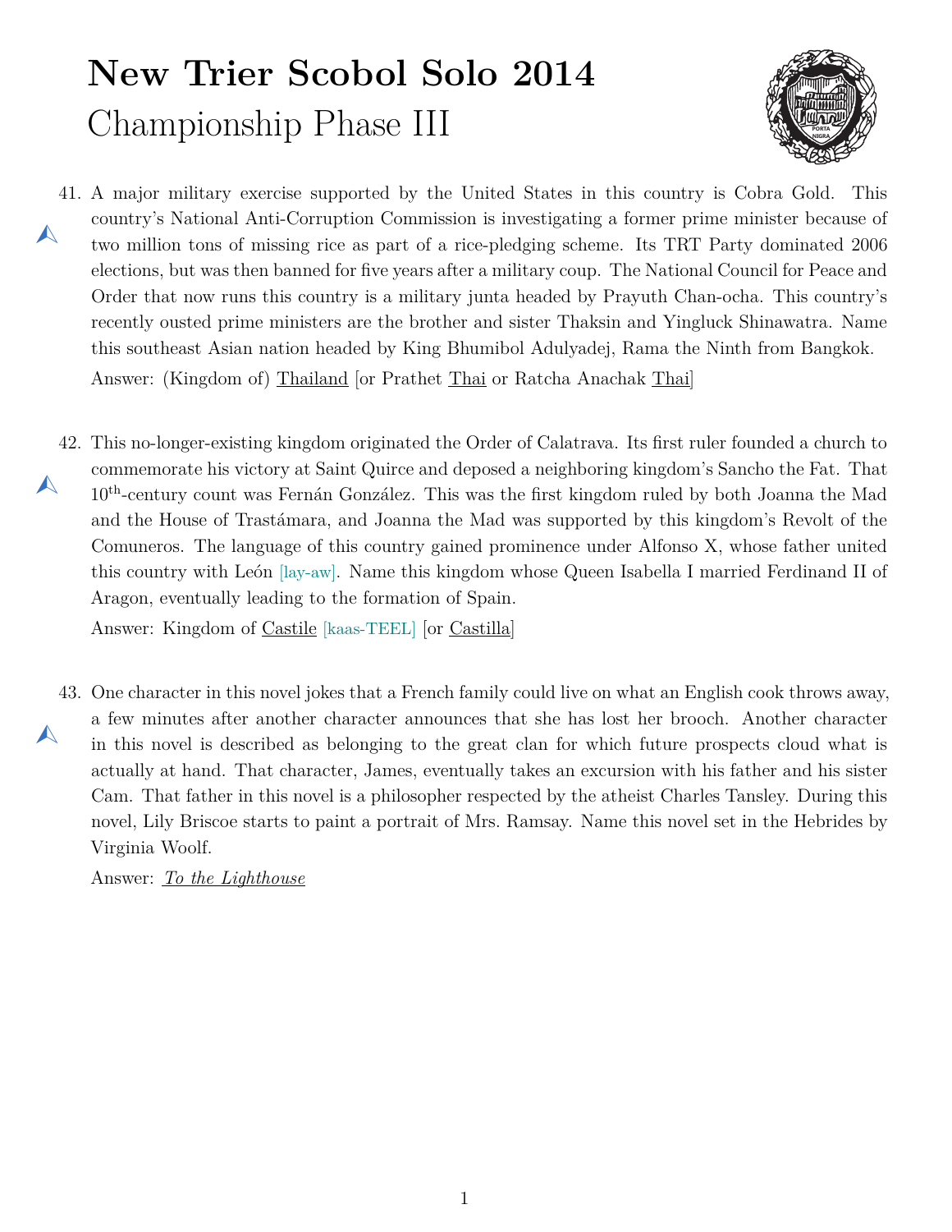# New Trier Scobol Solo 2014

## Championship Phase III

41. A major military exercise supported by the United States in this country is Cobra Gold. This country's National Anti-Corruption Commission is investigating a former prime minister because of two million tons of missing rice as part of a rice-pledging scheme. Its TRT Party dominated 2006 elections, but was then banned for five years after a military coup. The National Council for Peace and Order that now runs this country is a military junta headed by Prayuth Chan-ocha. This country's recently ousted prime ministers are the brother and sister Thaksin and Yingluck Shinawatra. Name this southeast Asian nation headed by King Bhumibol Adulyadej, Rama the Ninth from Bangkok.

    Answer: (Kingdom of) Thailand [or Prathet Thai or Ratcha Anachak Thai]

42. This no-longer-existing kingdom originated the Order of Calatrava. Its first ruler founded a church to commemorate his victory at Saint Quirce and deposed a neighboring kingdom's Sancho the Fat. That 10th-century count was Fernán González. This was the first kingdom ruled by both Joanna the Mad and the House of Trastámara, and Joanna the Mad was supported by this kingdom's Revolt of the Comuneros. The language of this country gained prominence under Alfonso X, whose father united this country with León [lay-aw]. Name this kingdom whose Queen Isabella I married Ferdinand II of Aragon, eventually leading to the formation of Spain.

    Answer: Kingdom of Castile [kaas-TEEL] [or Castilla]

43. One character in this novel jokes that a French family could live on what an English cook throws away, a few minutes after another character announces that she has lost her brooch. Another character in this novel is described as belonging to the great clan for which future prospects cloud what is actually at hand. That character, James, eventually takes an excursion with his father and his sister Cam. That father in this novel is a philosopher respected by the atheist Charles Tansley. During this novel, Lily Briscoe starts to paint a portrait of Mrs. Ramsay. Name this novel set in the Hebrides by Virginia Woolf.

    Answer: *To the Lighthouse*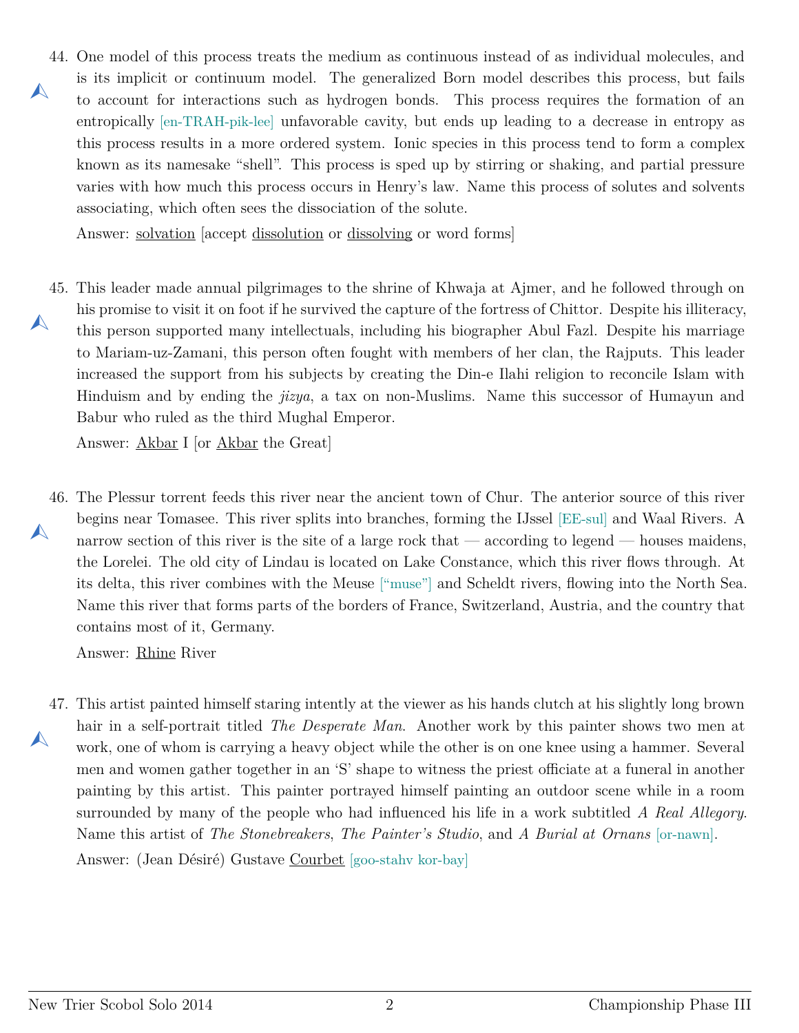44. One model of this process treats the medium as continuous instead of as individual molecules, and is its implicit or continuum model. The generalized Born model describes this process, but fails to account for interactions such as hydrogen bonds. This process requires the formation of an entropically [en-TRAH-pik-lee] unfavorable cavity, but ends up leading to a decrease in entropy as this process results in a more ordered system. Ionic species in this process tend to form a complex known as its namesake "shell". This process is sped up by stirring or shaking, and partial pressure varies with how much this process occurs in Henry's law. Name this process of solutes and solvents associating, which often sees the dissociation of the solute.

    Answer: solvation [accept dissolution or dissolving or word forms]

45. This leader made annual pilgrimages to the shrine of Khwaja at Ajmer, and he followed through on his promise to visit it on foot if he survived the capture of the fortress of Chittor. Despite his illiteracy, this person supported many intellectuals, including his biographer Abul Fazl. Despite his marriage to Mariam-uz-Zamani, this person often fought with members of her clan, the Rajputs. This leader increased the support from his subjects by creating the Din-e Ilahi religion to reconcile Islam with Hinduism and by ending the *jizya*, a tax on non-Muslims. Name this successor of Humayun and Babur who ruled as the third Mughal Emperor.

    Answer: Akbar I [or Akbar the Great]

46. The Plessur torrent feeds this river near the ancient town of Chur. The anterior source of this river begins near Tomasee. This river splits into branches, forming the IJssel [EE-sul] and Waal Rivers. A narrow section of this river is the site of a large rock that — according to legend — houses maidens, the Lorelei. The old city of Lindau is located on Lake Constance, which this river flows through. At its delta, this river combines with the Meuse ["muse"] and Scheldt rivers, flowing into the North Sea. Name this river that forms parts of the borders of France, Switzerland, Austria, and the country that contains most of it, Germany.

    Answer: Rhine River

47. This artist painted himself staring intently at the viewer as his hands clutch at his slightly long brown hair in a self-portrait titled *The Desperate Man*. Another work by this painter shows two men at work, one of whom is carrying a heavy object while the other is on one knee using a hammer. Several men and women gather together in an 'S' shape to witness the priest officiate at a funeral in another painting by this artist. This painter portrayed himself painting an outdoor scene while in a room surrounded by many of the people who had influenced his life in a work subtitled *A Real Allegory*. Name this artist of *The Stonebreakers*, *The Painter's Studio*, and *A Burial at Ornans* [or-nawn].

    Answer: (Jean Désiré) Gustave Courbet [goo-stahv kor-bay]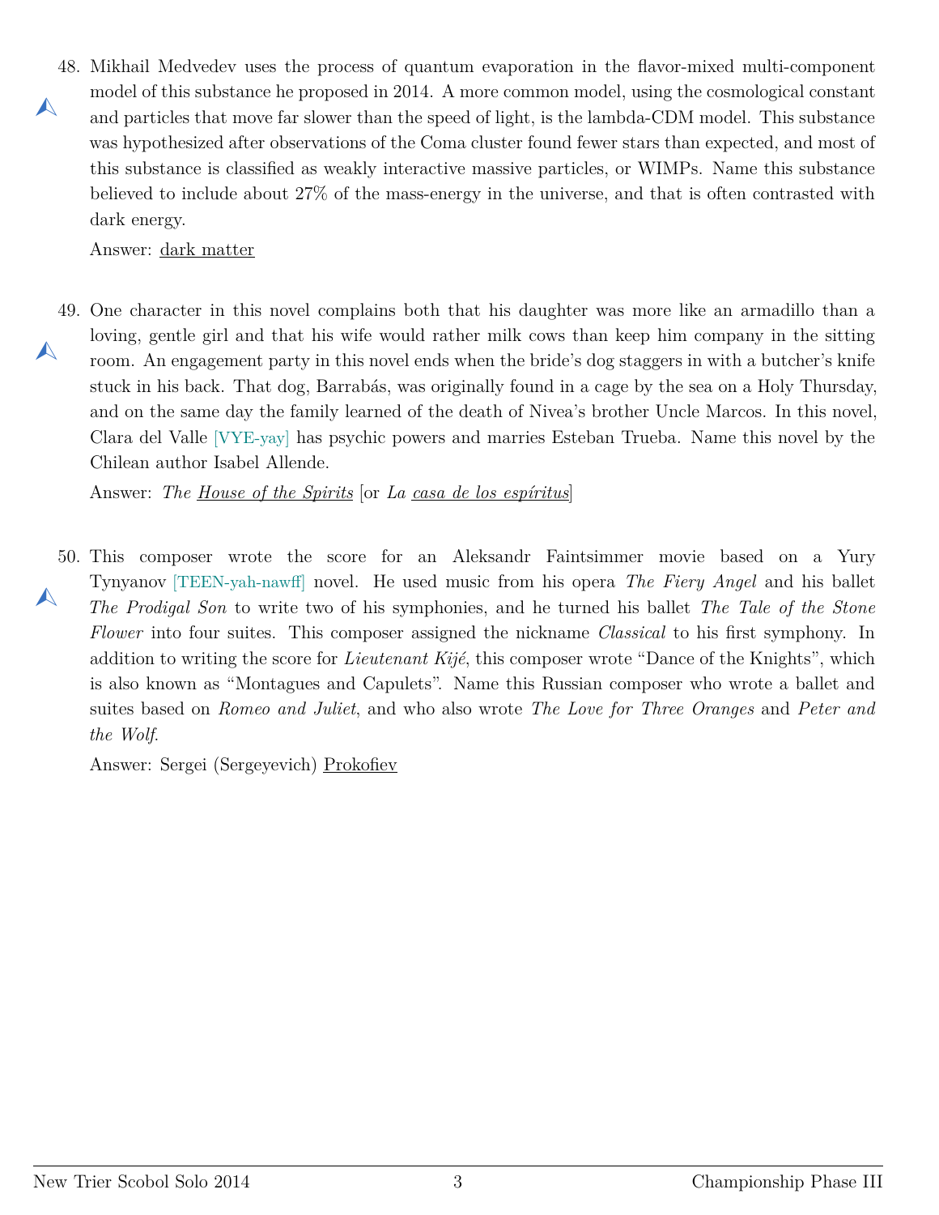48. Mikhail Medvedev uses the process of quantum evaporation in the flavor-mixed multi-component model of this substance he proposed in 2014. A more common model, using the cosmological constant and particles that move far slower than the speed of light, is the lambda-CDM model. This substance was hypothesized after observations of the Coma cluster found fewer stars than expected, and most of this substance is classified as weakly interactive massive particles, or WIMPs. Name this substance believed to include about 27% of the mass-energy in the universe, and that is often contrasted with dark energy.

    Answer: dark matter

49. One character in this novel complains both that his daughter was more like an armadillo than a loving, gentle girl and that his wife would rather milk cows than keep him company in the sitting room. An engagement party in this novel ends when the bride's dog staggers in with a butcher's knife stuck in his back. That dog, Barrabás, was originally found in a cage by the sea on a Holy Thursday, and on the same day the family learned of the death of Nivea's brother Uncle Marcos. In this novel, Clara del Valle [VYE-yay] has psychic powers and marries Esteban Trueba. Name this novel by the Chilean author Isabel Allende.

    Answer: *The House of the Spirits* [or *La casa de los espíritus*]

50. This composer wrote the score for an Aleksandr Faintsimmer movie based on a Yury Tynyanov [TEEN-yah-nawff] novel. He used music from his opera *The Fiery Angel* and his ballet *The Prodigal Son* to write two of his symphonies, and he turned his ballet *The Tale of the Stone Flower* into four suites. This composer assigned the nickname *Classical* to his first symphony. In addition to writing the score for *Lieutenant Kijé*, this composer wrote "Dance of the Knights", which is also known as "Montagues and Capulets". Name this Russian composer who wrote a ballet and suites based on *Romeo and Juliet*, and who also wrote *The Love for Three Oranges* and *Peter and the Wolf*.

    Answer: Sergei (Sergeyevich) Prokofiev